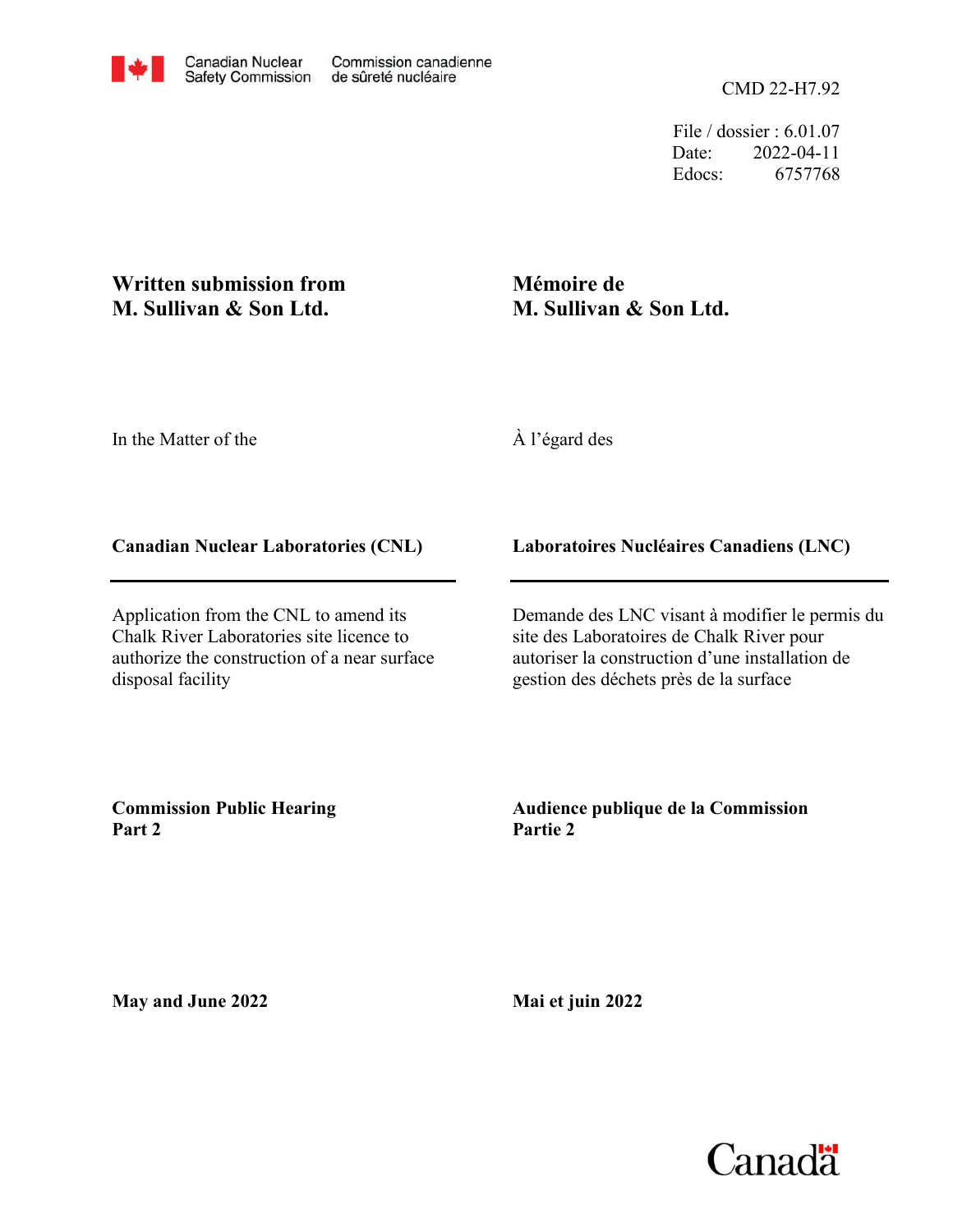Canadian Nuclear Safety Commission / Commission canadienne de sûreté nucléaire

CMD 22-H7.92

File / dossier : 6.01.07
Date: 2022-04-11
Edocs: 6757768

**Written submission from M. Sullivan & Son Ltd.**

**Mémoire de M. Sullivan & Son Ltd.**

In the Matter of the

À l'égard des

**Canadian Nuclear Laboratories (CNL)**

**Laboratoires Nucléaires Canadiens (LNC)**

Application from the CNL to amend its Chalk River Laboratories site licence to authorize the construction of a near surface disposal facility

Demande des LNC visant à modifier le permis du site des Laboratoires de Chalk River pour autoriser la construction d'une installation de gestion des déchets près de la surface

**Commission Public Hearing Part 2**

**Audience publique de la Commission Partie 2**

**May and June 2022**

**Mai et juin 2022**

Canada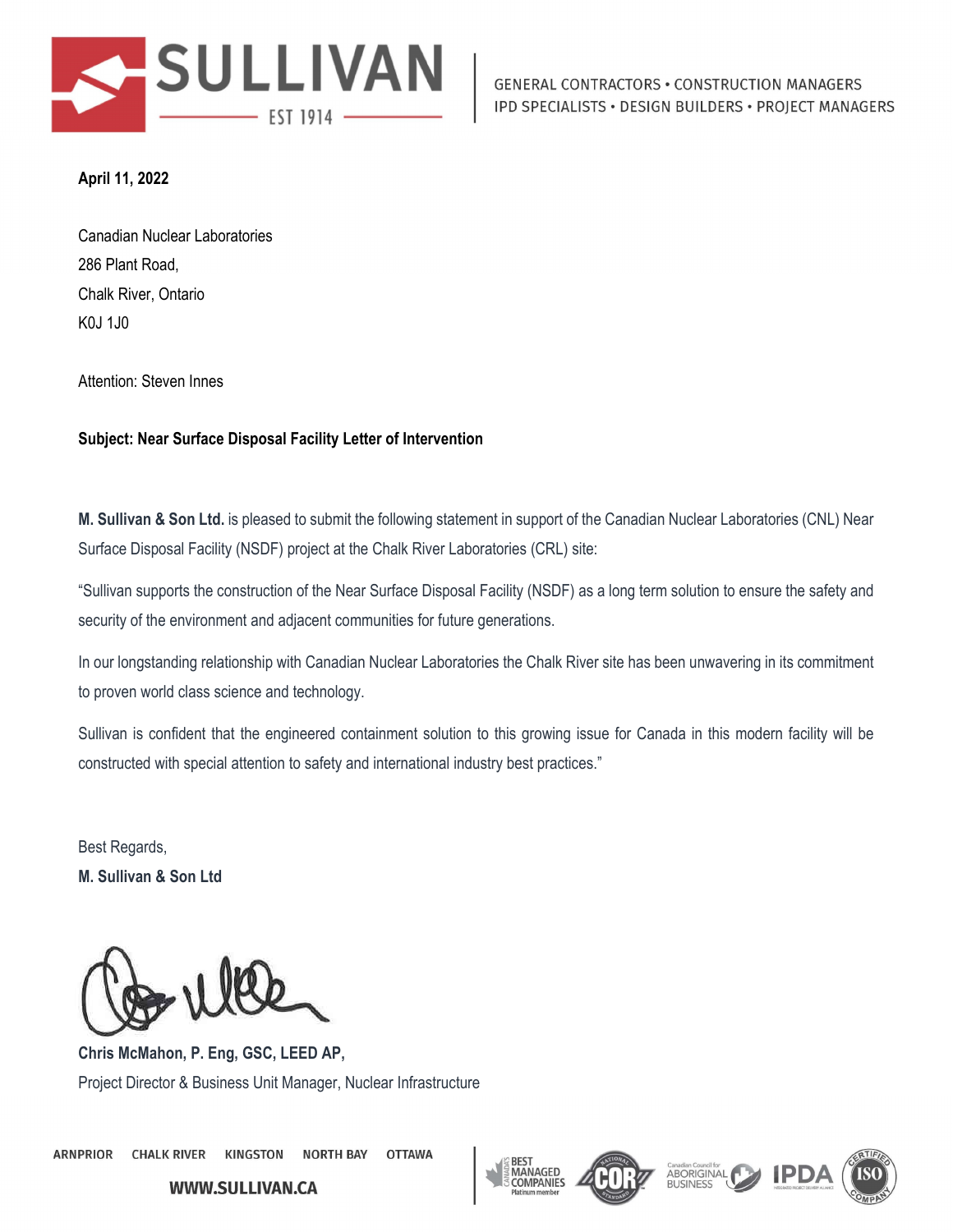**SULLIVAN**
EST 1914

GENERAL CONTRACTORS • CONSTRUCTION MANAGERS
IPD SPECIALISTS • DESIGN BUILDERS • PROJECT MANAGERS

**April 11, 2022**

Canadian Nuclear Laboratories
286 Plant Road,
Chalk River, Ontario
K0J 1J0

Attention: Steven Innes

**Subject: Near Surface Disposal Facility Letter of Intervention**

**M. Sullivan & Son Ltd.** is pleased to submit the following statement in support of the Canadian Nuclear Laboratories (CNL) Near Surface Disposal Facility (NSDF) project at the Chalk River Laboratories (CRL) site:

"Sullivan supports the construction of the Near Surface Disposal Facility (NSDF) as a long term solution to ensure the safety and security of the environment and adjacent communities for future generations.

In our longstanding relationship with Canadian Nuclear Laboratories the Chalk River site has been unwavering in its commitment to proven world class science and technology.

Sullivan is confident that the engineered containment solution to this growing issue for Canada in this modern facility will be constructed with special attention to safety and international industry best practices."

Best Regards,
**M. Sullivan & Son Ltd**

**Chris McMahon, P. Eng, GSC, LEED AP,**
Project Director & Business Unit Manager, Nuclear Infrastructure

ARNPRIOR CHALK RIVER KINGSTON NORTH BAY OTTAWA

WWW.SULLIVAN.CA